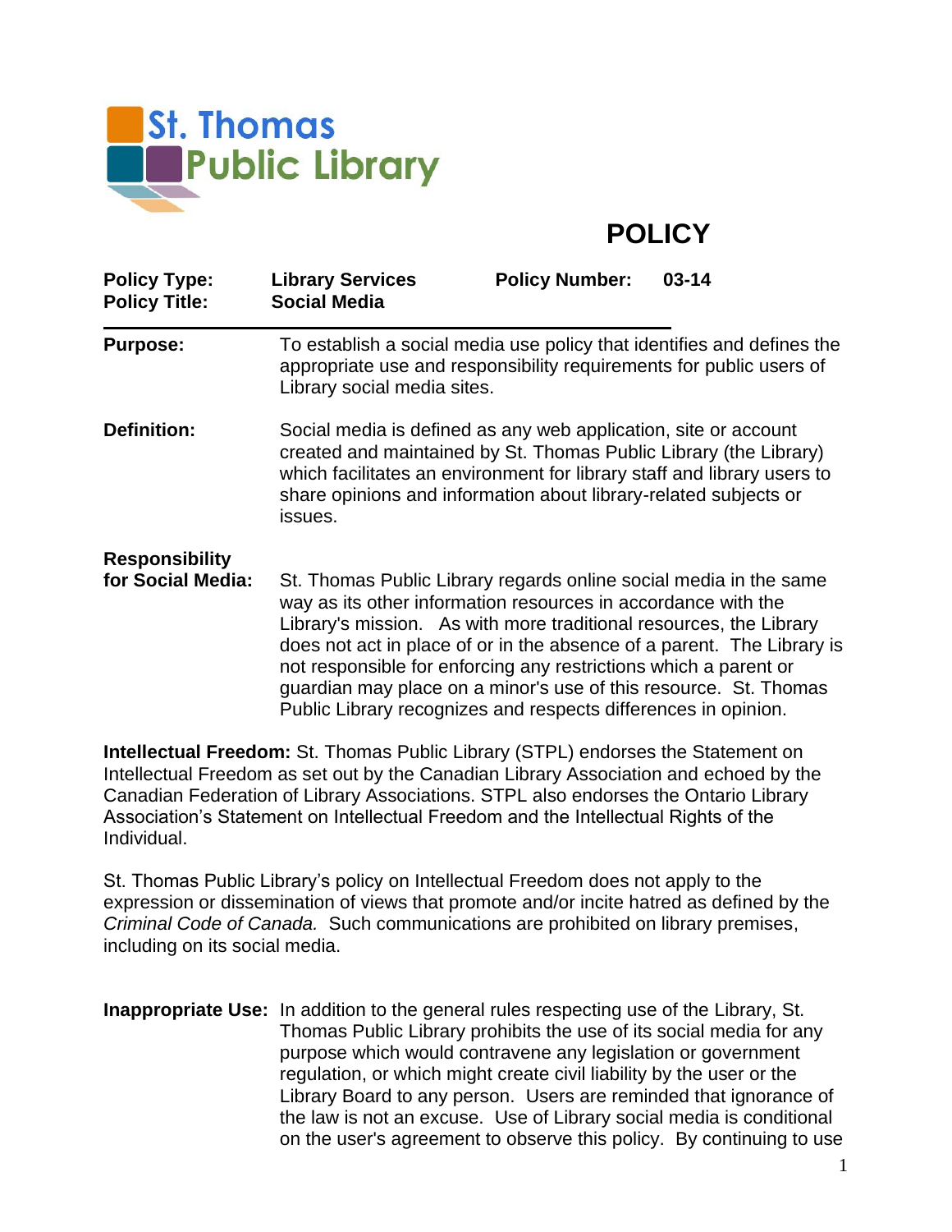St. Thomas Public Library

# POLICY

| **Policy Type:** | **Library Services** | **Policy Number:** | **03-14** |
|---|---|---|---|
| **Policy Title:** | **Social Media** | | |

**Purpose:** To establish a social media use policy that identifies and defines the appropriate use and responsibility requirements for public users of Library social media sites.

**Definition:** Social media is defined as any web application, site or account created and maintained by St. Thomas Public Library (the Library) which facilitates an environment for library staff and library users to share opinions and information about library-related subjects or issues.

**Responsibility for Social Media:** St. Thomas Public Library regards online social media in the same way as its other information resources in accordance with the Library's mission. As with more traditional resources, the Library does not act in place of or in the absence of a parent. The Library is not responsible for enforcing any restrictions which a parent or guardian may place on a minor's use of this resource. St. Thomas Public Library recognizes and respects differences in opinion.

**Intellectual Freedom:** St. Thomas Public Library (STPL) endorses the Statement on Intellectual Freedom as set out by the Canadian Library Association and echoed by the Canadian Federation of Library Associations. STPL also endorses the Ontario Library Association's Statement on Intellectual Freedom and the Intellectual Rights of the Individual.

St. Thomas Public Library's policy on Intellectual Freedom does not apply to the expression or dissemination of views that promote and/or incite hatred as defined by the *Criminal Code of Canada.* Such communications are prohibited on library premises, including on its social media.

**Inappropriate Use:** In addition to the general rules respecting use of the Library, St. Thomas Public Library prohibits the use of its social media for any purpose which would contravene any legislation or government regulation, or which might create civil liability by the user or the Library Board to any person. Users are reminded that ignorance of the law is not an excuse. Use of Library social media is conditional on the user's agreement to observe this policy. By continuing to use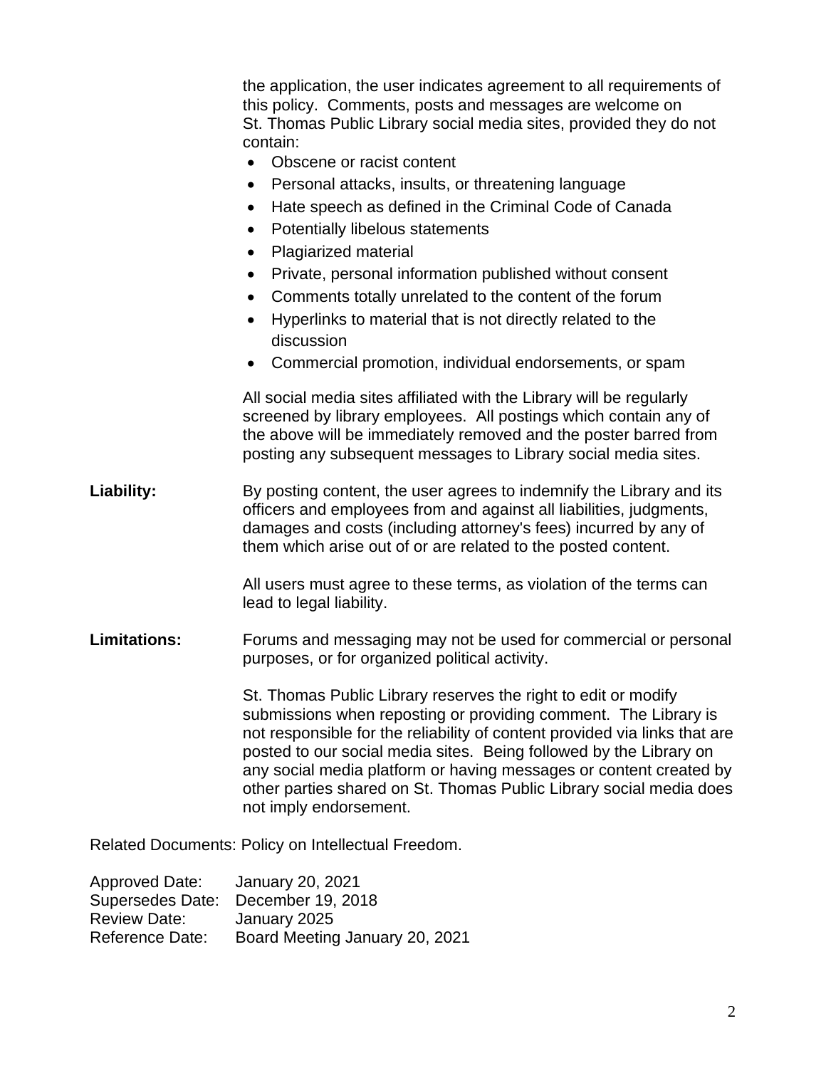the application, the user indicates agreement to all requirements of this policy. Comments, posts and messages are welcome on St. Thomas Public Library social media sites, provided they do not contain:

- Obscene or racist content
- Personal attacks, insults, or threatening language
- Hate speech as defined in the Criminal Code of Canada
- Potentially libelous statements
- Plagiarized material
- Private, personal information published without consent
- Comments totally unrelated to the content of the forum
- Hyperlinks to material that is not directly related to the discussion
- Commercial promotion, individual endorsements, or spam

All social media sites affiliated with the Library will be regularly screened by library employees. All postings which contain any of the above will be immediately removed and the poster barred from posting any subsequent messages to Library social media sites.

**Liability:** By posting content, the user agrees to indemnify the Library and its officers and employees from and against all liabilities, judgments, damages and costs (including attorney's fees) incurred by any of them which arise out of or are related to the posted content.

All users must agree to these terms, as violation of the terms can lead to legal liability.

**Limitations:** Forums and messaging may not be used for commercial or personal purposes, or for organized political activity.

St. Thomas Public Library reserves the right to edit or modify submissions when reposting or providing comment. The Library is not responsible for the reliability of content provided via links that are posted to our social media sites. Being followed by the Library on any social media platform or having messages or content created by other parties shared on St. Thomas Public Library social media does not imply endorsement.

Related Documents: Policy on Intellectual Freedom.

Approved Date: January 20, 2021
Supersedes Date: December 19, 2018
Review Date: January 2025
Reference Date: Board Meeting January 20, 2021